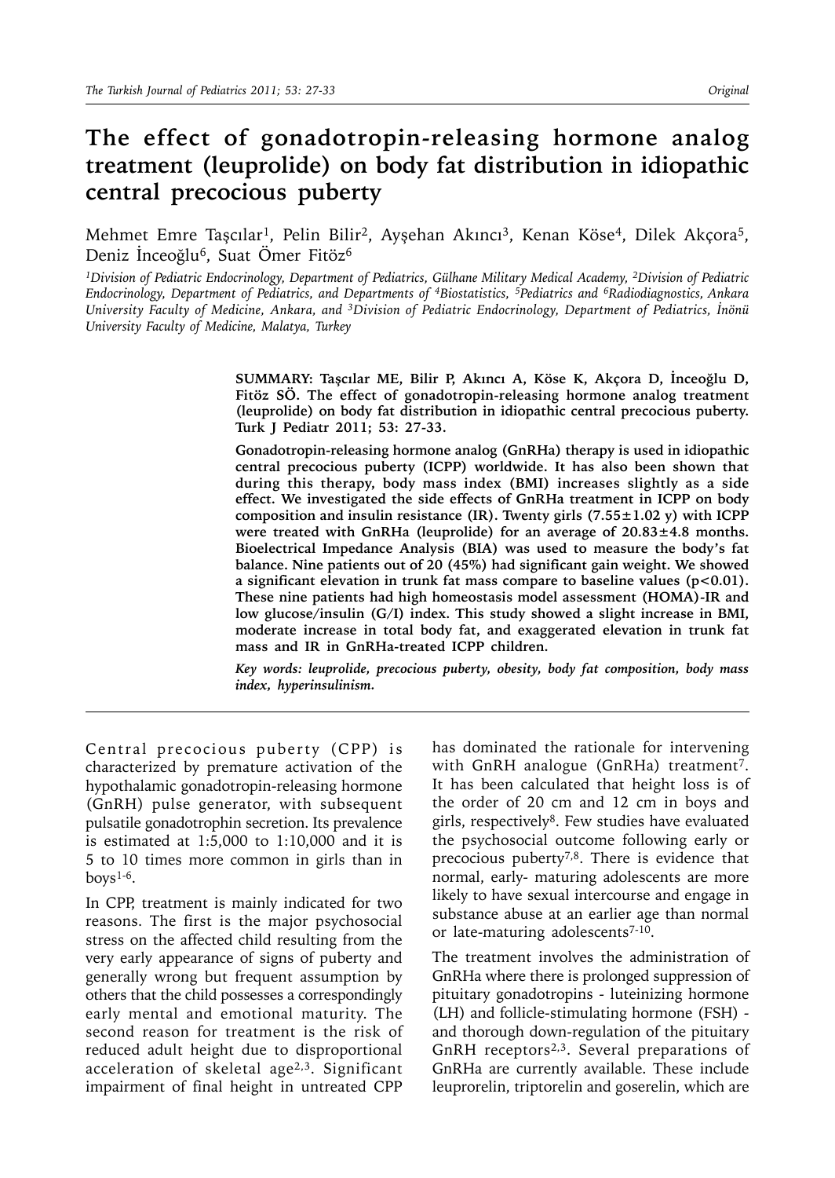Original

# The effect of gonadotropin-releasing hormone analog treatment (leuprolide) on body fat distribution in idiopathic central precocious puberty

Mehmet Emre Taşçılar[1], Pelin Bilir[2], Ayşehan Akıncı[3], Kenan Köse[4], Dilek Akçora[5], Deniz İnceoğlu[6], Suat Ömer Fitöz[6]

*[1]Division of Pediatric Endocrinology, Department of Pediatrics, Gülhane Military Medical Academy, [2]Division of Pediatric Endocrinology, Department of Pediatrics, and Departments of [4]Biostatistics, [5]Pediatrics and [6]Radiodiagnostics, Ankara University Faculty of Medicine, Ankara, and [3]Division of Pediatric Endocrinology, Department of Pediatrics, İnönü University Faculty of Medicine, Malatya, Turkey*

**SUMMARY: Taşçılar ME, Bilir P, Akıncı A, Köse K, Akçora D, İnceoğlu D, Fitöz SÖ. The effect of gonadotropin-releasing hormone analog treatment (leuprolide) on body fat distribution in idiopathic central precocious puberty. Turk J Pediatr 2011; 53: 27-33.**

**Gonadotropin-releasing hormone analog (GnRHa) therapy is used in idiopathic central precocious puberty (ICPP) worldwide. It has also been shown that during this therapy, body mass index (BMI) increases slightly as a side effect. We investigated the side effects of GnRHa treatment in ICPP on body composition and insulin resistance (IR). Twenty girls (7.55±1.02 y) with ICPP were treated with GnRHa (leuprolide) for an average of 20.83±4.8 months. Bioelectrical Impedance Analysis (BIA) was used to measure the body's fat balance. Nine patients out of 20 (45%) had significant gain weight. We showed a significant elevation in trunk fat mass compare to baseline values ($p<0.01$). These nine patients had high homeostasis model assessment (HOMA)-IR and low glucose/insulin (G/I) index. This study showed a slight increase in BMI, moderate increase in total body fat, and exaggerated elevation in trunk fat mass and IR in GnRHa-treated ICPP children.**

***Key words: leuprolide, precocious puberty, obesity, body fat composition, body mass index, hyperinsulinism.***

---

Central precocious puberty (CPP) is characterized by premature activation of the hypothalamic gonadotropin-releasing hormone (GnRH) pulse generator, with subsequent pulsatile gonadotrophin secretion. Its prevalence is estimated at 1:5,000 to 1:10,000 and it is 5 to 10 times more common in girls than in boys[1-6].

In CPP, treatment is mainly indicated for two reasons. The first is the major psychosocial stress on the affected child resulting from the very early appearance of signs of puberty and generally wrong but frequent assumption by others that the child possesses a correspondingly early mental and emotional maturity. The second reason for treatment is the risk of reduced adult height due to disproportional acceleration of skeletal age[2,3]. Significant impairment of final height in untreated CPP has dominated the rationale for intervening with GnRH analogue (GnRHa) treatment[7]. It has been calculated that height loss is of the order of 20 cm and 12 cm in boys and girls, respectively[8]. Few studies have evaluated the psychosocial outcome following early or precocious puberty[7,8]. There is evidence that normal, early- maturing adolescents are more likely to have sexual intercourse and engage in substance abuse at an earlier age than normal or late-maturing adolescents[7-10].

The treatment involves the administration of GnRHa where there is prolonged suppression of pituitary gonadotropins - luteinizing hormone (LH) and follicle-stimulating hormone (FSH) - and thorough down-regulation of the pituitary GnRH receptors[2,3]. Several preparations of GnRHa are currently available. These include leuprorelin, triptorelin and goserelin, which are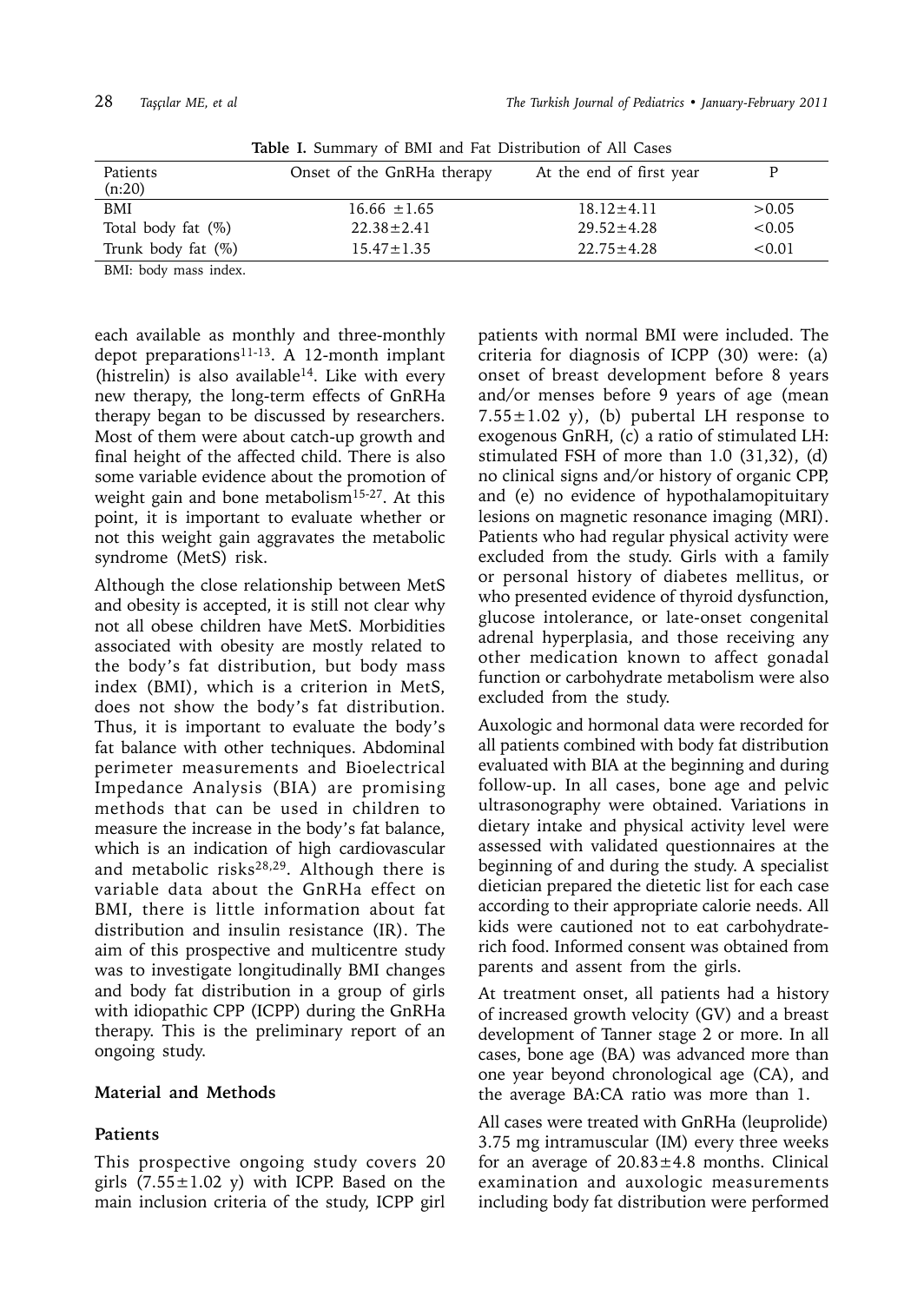**Table I.** Summary of BMI and Fat Distribution of All Cases

| Patients (n:20) | Onset of the GnRHa therapy | At the end of first year | P |
|---|---|---|---|
| BMI | $16.66 \pm 1.65$ | $18.12 \pm 4.11$ | $>0.05$ |
| Total body fat (%) | $22.38 \pm 2.41$ | $29.52 \pm 4.28$ | $<0.05$ |
| Trunk body fat (%) | $15.47 \pm 1.35$ | $22.75 \pm 4.28$ | $<0.01$ |

BMI: body mass index.

each available as monthly and three-monthly depot preparations[11-13]. A 12-month implant (histrelin) is also available[14]. Like with every new therapy, the long-term effects of GnRHa therapy began to be discussed by researchers. Most of them were about catch-up growth and final height of the affected child. There is also some variable evidence about the promotion of weight gain and bone metabolism[15-27]. At this point, it is important to evaluate whether or not this weight gain aggravates the metabolic syndrome (MetS) risk.

Although the close relationship between MetS and obesity is accepted, it is still not clear why not all obese children have MetS. Morbidities associated with obesity are mostly related to the body's fat distribution, but body mass index (BMI), which is a criterion in MetS, does not show the body's fat distribution. Thus, it is important to evaluate the body's fat balance with other techniques. Abdominal perimeter measurements and Bioelectrical Impedance Analysis (BIA) are promising methods that can be used in children to measure the increase in the body's fat balance, which is an indication of high cardiovascular and metabolic risks[28,29]. Although there is variable data about the GnRHa effect on BMI, there is little information about fat distribution and insulin resistance (IR). The aim of this prospective and multicentre study was to investigate longitudinally BMI changes and body fat distribution in a group of girls with idiopathic CPP (ICPP) during the GnRHa therapy. This is the preliminary report of an ongoing study.

## Material and Methods

### Patients

This prospective ongoing study covers 20 girls ($7.55 \pm 1.02$ y) with ICPP. Based on the main inclusion criteria of the study, ICPP girl patients with normal BMI were included. The criteria for diagnosis of ICPP (30) were: (a) onset of breast development before 8 years and/or menses before 9 years of age (mean $7.55 \pm 1.02$ y), (b) pubertal LH response to exogenous GnRH, (c) a ratio of stimulated LH: stimulated FSH of more than 1.0 (31,32), (d) no clinical signs and/or history of organic CPP, and (e) no evidence of hypothalamopituitary lesions on magnetic resonance imaging (MRI). Patients who had regular physical activity were excluded from the study. Girls with a family or personal history of diabetes mellitus, or who presented evidence of thyroid dysfunction, glucose intolerance, or late-onset congenital adrenal hyperplasia, and those receiving any other medication known to affect gonadal function or carbohydrate metabolism were also excluded from the study.

Auxologic and hormonal data were recorded for all patients combined with body fat distribution evaluated with BIA at the beginning and during follow-up. In all cases, bone age and pelvic ultrasonography were obtained. Variations in dietary intake and physical activity level were assessed with validated questionnaires at the beginning of and during the study. A specialist dietician prepared the dietetic list for each case according to their appropriate calorie needs. All kids were cautioned not to eat carbohydrate-rich food. Informed consent was obtained from parents and assent from the girls.

At treatment onset, all patients had a history of increased growth velocity (GV) and a breast development of Tanner stage 2 or more. In all cases, bone age (BA) was advanced more than one year beyond chronological age (CA), and the average BA:CA ratio was more than 1.

All cases were treated with GnRHa (leuprolide) 3.75 mg intramuscular (IM) every three weeks for an average of $20.83 \pm 4.8$ months. Clinical examination and auxologic measurements including body fat distribution were performed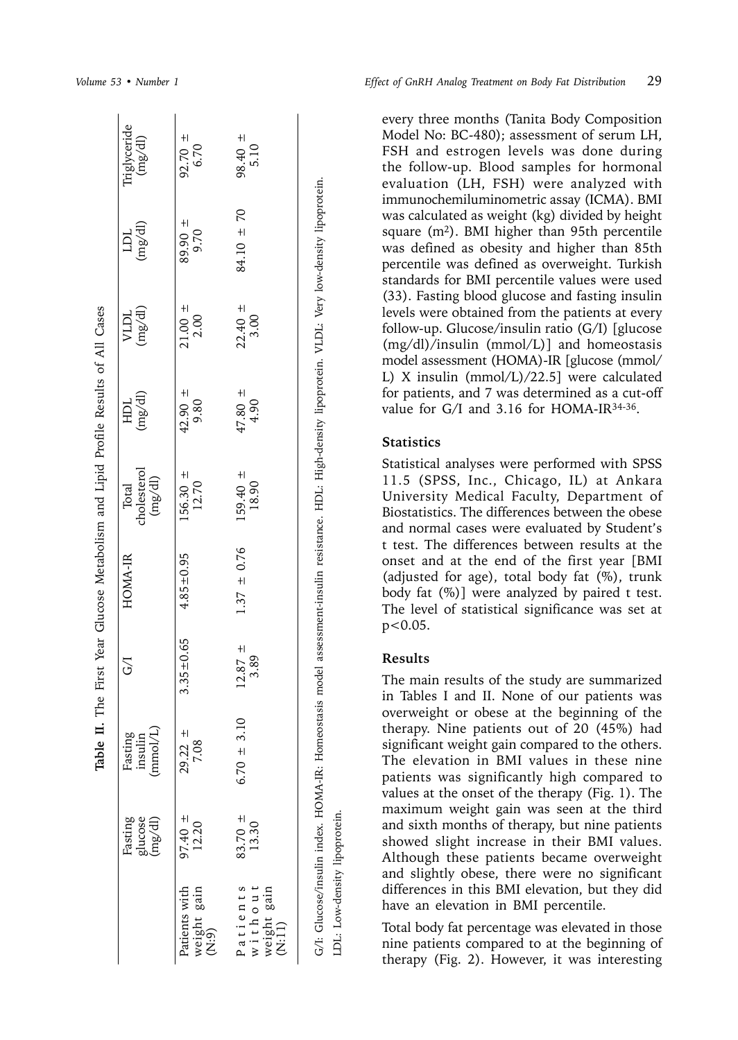**Table II.** The First Year Glucose Metabolism and Lipid Profile Results of All Cases

| | Fasting glucose (mg/dl) | Fasting insulin (mmol/L) | G/I | HOMA-IR | Total cholesterol (mg/dl) | HDL (mg/dl) | VLDL (mg/dl) | LDL (mg/dl) | Triglyceride (mg/dl) |
|---|---|---|---|---|---|---|---|---|---|
| Patients with weight gain (N:9) | 97.40 ± 12.20 | 29.22 ± 7.08 | 3.35±0.65 | 4.85±0.95 | 156.30 ± 12.70 | 42.90 ± 9.80 | 21.00 ± 2.00 | 89.90 ± 9.70 | 92.70 ± 6.70 |
| Patients without weight gain (N:11) | 83.70 ± 13.30 | 6.70 ± 3.10 | 12.87 ± 3.89 | 1.37 ± 0.76 | 159.40 ± 18.90 | 47.80 ± 4.90 | 22.40 ± 3.00 | 84.10 ± 70 | 98.40 ± 5.10 |

G/I: Glucose/insulin index. HOMA-IR: Homeostasis model assessment-insulin resistance. HDL: High-density lipoprotein. VLDL: Very low-density lipoprotein. LDL: Low-density lipoprotein.

every three months (Tanita Body Composition Model No: BC-480); assessment of serum LH, FSH and estrogen levels was done during the follow-up. Blood samples for hormonal evaluation (LH, FSH) were analyzed with immunochemiluminometric assay (ICMA). BMI was calculated as weight (kg) divided by height square ($m^2$). BMI higher than 95th percentile was defined as obesity and higher than 85th percentile was defined as overweight. Turkish standards for BMI percentile values were used (33). Fasting blood glucose and fasting insulin levels were obtained from the patients at every follow-up. Glucose/insulin ratio (G/I) [glucose (mg/dl)/insulin (mmol/L)] and homeostasis model assessment (HOMA)-IR [glucose (mmol/L) X insulin (mmol/L)/22.5] were calculated for patients, and 7 was determined as a cut-off value for G/I and 3.16 for HOMA-IR[34-36].

### Statistics

Statistical analyses were performed with SPSS 11.5 (SPSS, Inc., Chicago, IL) at Ankara University Medical Faculty, Department of Biostatistics. The differences between the obese and normal cases were evaluated by Student's t test. The differences between results at the onset and at the end of the first year [BMI (adjusted for age), total body fat (%), trunk body fat (%)] were analyzed by paired t test. The level of statistical significance was set at $p<0.05$.

### Results

The main results of the study are summarized in Tables I and II. None of our patients was overweight or obese at the beginning of the therapy. Nine patients out of 20 (45%) had significant weight gain compared to the others. The elevation in BMI values in these nine patients was significantly high compared to values at the onset of the therapy (Fig. 1). The maximum weight gain was seen at the third and sixth months of therapy, but nine patients showed slight increase in their BMI values. Although these patients became overweight and slightly obese, there were no significant differences in this BMI elevation, but they did have an elevation in BMI percentile.

Total body fat percentage was elevated in those nine patients compared to at the beginning of therapy (Fig. 2). However, it was interesting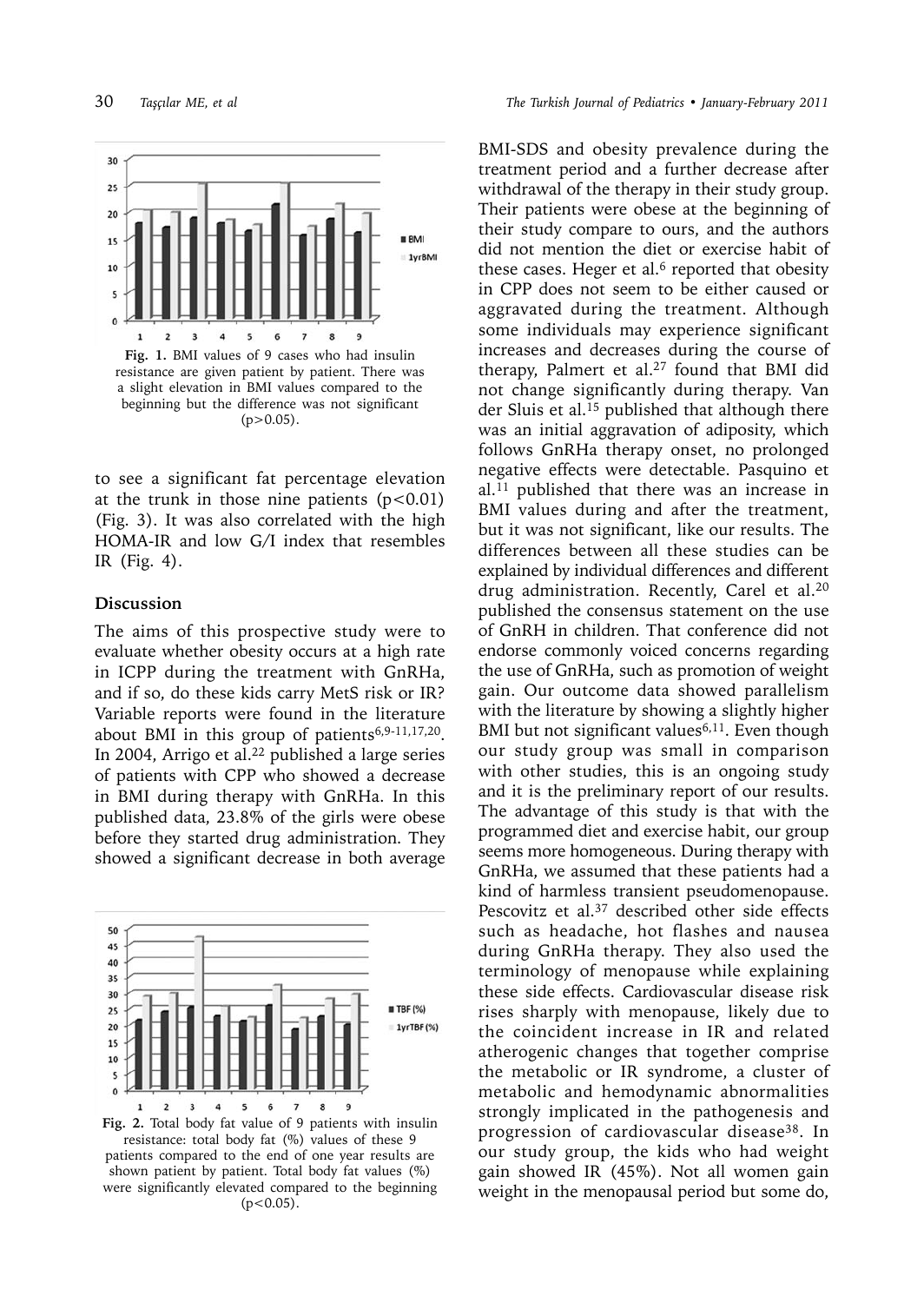Fig. 1. BMI values of 9 cases who had insulin resistance are given patient by patient. There was a slight elevation in BMI values compared to the beginning but the difference was not significant ($p>0.05$).

to see a significant fat percentage elevation at the trunk in those nine patients ($p<0.01$) (Fig. 3). It was also correlated with the high HOMA-IR and low G/I index that resembles IR (Fig. 4).

## Discussion

The aims of this prospective study were to evaluate whether obesity occurs at a high rate in ICPP during the treatment with GnRHa, and if so, do these kids carry MetS risk or IR? Variable reports were found in the literature about BMI in this group of patients[6,9-11,17,20]. In 2004, Arrigo et al.[22] published a large series of patients with CPP who showed a decrease in BMI during therapy with GnRHa. In this published data, 23.8% of the girls were obese before they started drug administration. They showed a significant decrease in both average BMI-SDS and obesity prevalence during the treatment period and a further decrease after withdrawal of the therapy in their study group. Their patients were obese at the beginning of their study compare to ours, and the authors did not mention the diet or exercise habit of these cases. Heger et al.[6] reported that obesity in CPP does not seem to be either caused or aggravated during the treatment. Although some individuals may experience significant increases and decreases during the course of therapy, Palmert et al.[27] found that BMI did not change significantly during therapy. Van der Sluis et al.[15] published that although there was an initial aggravation of adiposity, which follows GnRHa therapy onset, no prolonged negative effects were detectable. Pasquino et al.[11] published that there was an increase in BMI values during and after the treatment, but it was not significant, like our results. The differences between all these studies can be explained by individual differences and different drug administration. Recently, Carel et al.[20] published the consensus statement on the use of GnRH in children. That conference did not endorse commonly voiced concerns regarding the use of GnRHa, such as promotion of weight gain. Our outcome data showed parallelism with the literature by showing a slightly higher BMI but not significant values[6,11]. Even though our study group was small in comparison with other studies, this is an ongoing study and it is the preliminary report of our results. The advantage of this study is that with the programmed diet and exercise habit, our group seems more homogeneous. During therapy with GnRHa, we assumed that these patients had a kind of harmless transient pseudomenopause. Pescovitz et al.[37] described other side effects such as headache, hot flashes and nausea during GnRHa therapy. They also used the terminology of menopause while explaining these side effects. Cardiovascular disease risk rises sharply with menopause, likely due to the coincident increase in IR and related atherogenic changes that together comprise the metabolic or IR syndrome, a cluster of metabolic and hemodynamic abnormalities strongly implicated in the pathogenesis and progression of cardiovascular disease[38]. In our study group, the kids who had weight gain showed IR (45%). Not all women gain weight in the menopausal period but some do,

Fig. 2. Total body fat value of 9 patients with insulin resistance: total body fat (%) values of these 9 patients compared to the end of one year results are shown patient by patient. Total body fat values (%) were significantly elevated compared to the beginning ($p<0.05$).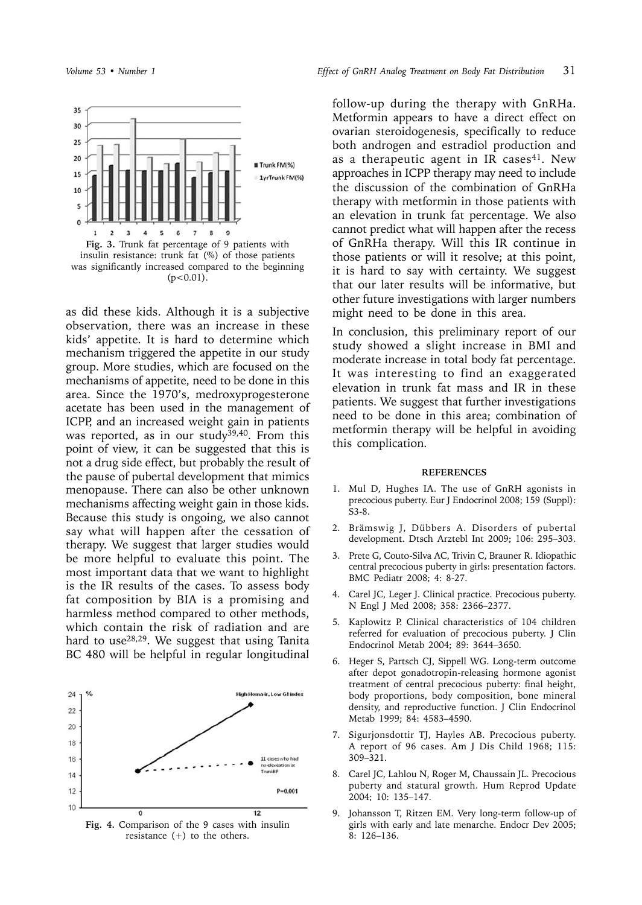Fig. 3. Trunk fat percentage of 9 patients with insulin resistance: trunk fat (%) of those patients was significantly increased compared to the beginning ($p<0.01$).

as did these kids. Although it is a subjective observation, there was an increase in these kids' appetite. It is hard to determine which mechanism triggered the appetite in our study group. More studies, which are focused on the mechanisms of appetite, need to be done in this area. Since the 1970's, medroxyprogesterone acetate has been used in the management of ICPP, and an increased weight gain in patients was reported, as in our study[39,40]. From this point of view, it can be suggested that this is not a drug side effect, but probably the result of the pause of pubertal development that mimics menopause. There can also be other unknown mechanisms affecting weight gain in those kids. Because this study is ongoing, we also cannot say what will happen after the cessation of therapy. We suggest that larger studies would be more helpful to evaluate this point. The most important data that we want to highlight is the IR results of the cases. To assess body fat composition by BIA is a promising and harmless method compared to other methods, which contain the risk of radiation and are hard to use[28,29]. We suggest that using Tanita BC 480 will be helpful in regular longitudinal follow-up during the therapy with GnRHa. Metformin appears to have a direct effect on ovarian steroidogenesis, specifically to reduce both androgen and estradiol production and as a therapeutic agent in IR cases[41]. New approaches in ICPP therapy may need to include the discussion of the combination of GnRHa therapy with metformin in those patients with an elevation in trunk fat percentage. We also cannot predict what will happen after the recess of GnRHa therapy. Will this IR continue in those patients or will it resolve; at this point, it is hard to say with certainty. We suggest that our later results will be informative, but other future investigations with larger numbers might need to be done in this area.

Fig. 4. Comparison of the 9 cases with insulin resistance (+) to the others.

In conclusion, this preliminary report of our study showed a slight increase in BMI and moderate increase in total body fat percentage. It was interesting to find an exaggerated elevation in trunk fat mass and IR in these patients. We suggest that further investigations need to be done in this area; combination of metformin therapy will be helpful in avoiding this complication.

## REFERENCES

1. Mul D, Hughes IA. The use of GnRH agonists in precocious puberty. Eur J Endocrinol 2008; 159 (Suppl): S3-8.
2. Brämswig J, Dübbers A. Disorders of pubertal development. Dtsch Arztebl Int 2009; 106: 295–303.
3. Prete G, Couto-Silva AC, Trivin C, Brauner R. Idiopathic central precocious puberty in girls: presentation factors. BMC Pediatr 2008; 4: 8-27.
4. Carel JC, Leger J. Clinical practice. Precocious puberty. N Engl J Med 2008; 358: 2366–2377.
5. Kaplowitz P. Clinical characteristics of 104 children referred for evaluation of precocious puberty. J Clin Endocrinol Metab 2004; 89: 3644–3650.
6. Heger S, Partsch CJ, Sippell WG. Long-term outcome after depot gonadotropin-releasing hormone agonist treatment of central precocious puberty: final height, body proportions, body composition, bone mineral density, and reproductive function. J Clin Endocrinol Metab 1999; 84: 4583–4590.
7. Sigurjonsdottir TJ, Hayles AB. Precocious puberty. A report of 96 cases. Am J Dis Child 1968; 115: 309–321.
8. Carel JC, Lahlou N, Roger M, Chaussain JL. Precocious puberty and statural growth. Hum Reprod Update 2004; 10: 135–147.
9. Johansson T, Ritzen EM. Very long-term follow-up of girls with early and late menarche. Endocr Dev 2005; 8: 126–136.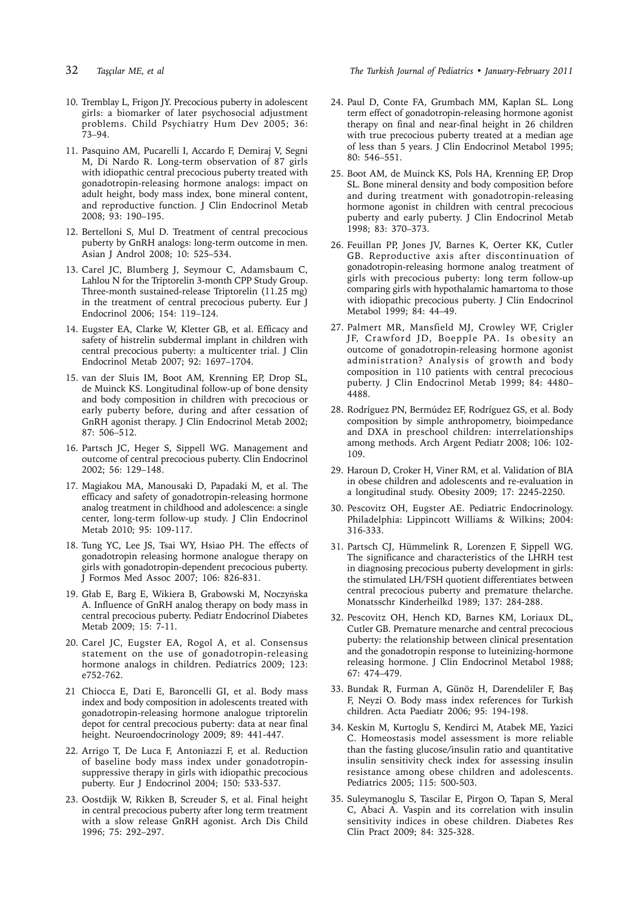10. Tremblay L, Frigon JY. Precocious puberty in adolescent girls: a biomarker of later psychosocial adjustment problems. Child Psychiatry Hum Dev 2005; 36: 73–94.

11. Pasquino AM, Pucarelli I, Accardo F, Demiraj V, Segni M, Di Nardo R. Long-term observation of 87 girls with idiopathic central precocious puberty treated with gonadotropin-releasing hormone analogs: impact on adult height, body mass index, bone mineral content, and reproductive function. J Clin Endocrinol Metab 2008; 93: 190–195.

12. Bertelloni S, Mul D. Treatment of central precocious puberty by GnRH analogs: long-term outcome in men. Asian J Androl 2008; 10: 525–534.

13. Carel JC, Blumberg J, Seymour C, Adamsbaum C, Lahlou N for the Triptorelin 3-month CPP Study Group. Three-month sustained-release Triptorelin (11.25 mg) in the treatment of central precocious puberty. Eur J Endocrinol 2006; 154: 119–124.

14. Eugster EA, Clarke W, Kletter GB, et al. Efficacy and safety of histrelin subdermal implant in children with central precocious puberty: a multicenter trial. J Clin Endocrinol Metab 2007; 92: 1697–1704.

15. van der Sluis IM, Boot AM, Krenning EP, Drop SL, de Muinck KS. Longitudinal follow-up of bone density and body composition in children with precocious or early puberty before, during and after cessation of GnRH agonist therapy. J Clin Endocrinol Metab 2002; 87: 506–512.

16. Partsch JC, Heger S, Sippell WG. Management and outcome of central precocious puberty. Clin Endocrinol 2002; 56: 129–148.

17. Magiakou MA, Manousaki D, Papadaki M, et al. The efficacy and safety of gonadotropin-releasing hormone analog treatment in childhood and adolescence: a single center, long-term follow-up study. J Clin Endocrinol Metab 2010; 95: 109-117.

18. Tung YC, Lee JS, Tsai WY, Hsiao PH. The effects of gonadotropin releasing hormone analogue therapy on girls with gonadotropin-dependent precocious puberty. J Formos Med Assoc 2007; 106: 826-831.

19. Głab E, Barg E, Wikiera B, Grabowski M, Noczyńska A. Influence of GnRH analog therapy on body mass in central precocious puberty. Pediatr Endocrinol Diabetes Metab 2009; 15: 7-11.

20. Carel JC, Eugster EA, Rogol A, et al. Consensus statement on the use of gonadotropin-releasing hormone analogs in children. Pediatrics 2009; 123: e752-762.

21 Chiocca E, Dati E, Baroncelli GI, et al. Body mass index and body composition in adolescents treated with gonadotropin-releasing hormone analogue triptorelin depot for central precocious puberty: data at near final height. Neuroendocrinology 2009; 89: 441-447.

22. Arrigo T, De Luca F, Antoniazzi F, et al. Reduction of baseline body mass index under gonadotropin-suppressive therapy in girls with idiopathic precocious puberty. Eur J Endocrinol 2004; 150: 533-537.

23. Oostdijk W, Rikken B, Screuder S, et al. Final height in central precocious puberty after long term treatment with a slow release GnRH agonist. Arch Dis Child 1996; 75: 292–297.

24. Paul D, Conte FA, Grumbach MM, Kaplan SL. Long term effect of gonadotropin-releasing hormone agonist therapy on final and near-final height in 26 children with true precocious puberty treated at a median age of less than 5 years. J Clin Endocrinol Metabol 1995; 80: 546–551.

25. Boot AM, de Muinck KS, Pols HA, Krenning EP, Drop SL. Bone mineral density and body composition before and during treatment with gonadotropin-releasing hormone agonist in children with central precocious puberty and early puberty. J Clin Endocrinol Metab 1998; 83: 370–373.

26. Feuillan PP, Jones JV, Barnes K, Oerter KK, Cutler GB. Reproductive axis after discontinuation of gonadotropin-releasing hormone analog treatment of girls with precocious puberty: long term follow-up comparing girls with hypothalamic hamartoma to those with idiopathic precocious puberty. J Clin Endocrinol Metabol 1999; 84: 44–49.

27. Palmert MR, Mansfield MJ, Crowley WF, Crigler JF, Crawford JD, Boepple PA. Is obesity an outcome of gonadotropin-releasing hormone agonist administration? Analysis of growth and body composition in 110 patients with central precocious puberty. J Clin Endocrinol Metab 1999; 84: 4480–4488.

28. Rodríguez PN, Bermúdez EF, Rodríguez GS, et al. Body composition by simple anthropometry, bioimpedance and DXA in preschool children: interrelationships among methods. Arch Argent Pediatr 2008; 106: 102-109.

29. Haroun D, Croker H, Viner RM, et al. Validation of BIA in obese children and adolescents and re-evaluation in a longitudinal study. Obesity 2009; 17: 2245-2250.

30. Pescovitz OH, Eugster AE. Pediatric Endocrinology. Philadelphia: Lippincott Williams & Wilkins; 2004: 316-333.

31. Partsch CJ, Hümmelink R, Lorenzen F, Sippell WG. The significance and characteristics of the LHRH test in diagnosing precocious puberty development in girls: the stimulated LH/FSH quotient differentiates between central precocious puberty and premature thelarche. Monatsschr Kinderheilkd 1989; 137: 284-288.

32. Pescovitz OH, Hench KD, Barnes KM, Loriaux DL, Cutler GB. Premature menarche and central precocious puberty: the relationship between clinical presentation and the gonadotropin response to luteinizing-hormone releasing hormone. J Clin Endocrinol Metabol 1988; 67: 474–479.

33. Bundak R, Furman A, Günöz H, Darendeliler F, Baş F, Neyzi O. Body mass index references for Turkish children. Acta Paediatr 2006; 95: 194-198.

34. Keskin M, Kurtoglu S, Kendirci M, Atabek ME, Yazici C. Homeostasis model assessment is more reliable than the fasting glucose/insulin ratio and quantitative insulin sensitivity check index for assessing insulin resistance among obese children and adolescents. Pediatrics 2005; 115: 500-503.

35. Suleymanoglu S, Tascilar E, Pirgon O, Tapan S, Meral C, Abaci A. Vaspin and its correlation with insulin sensitivity indices in obese children. Diabetes Res Clin Pract 2009; 84: 325-328.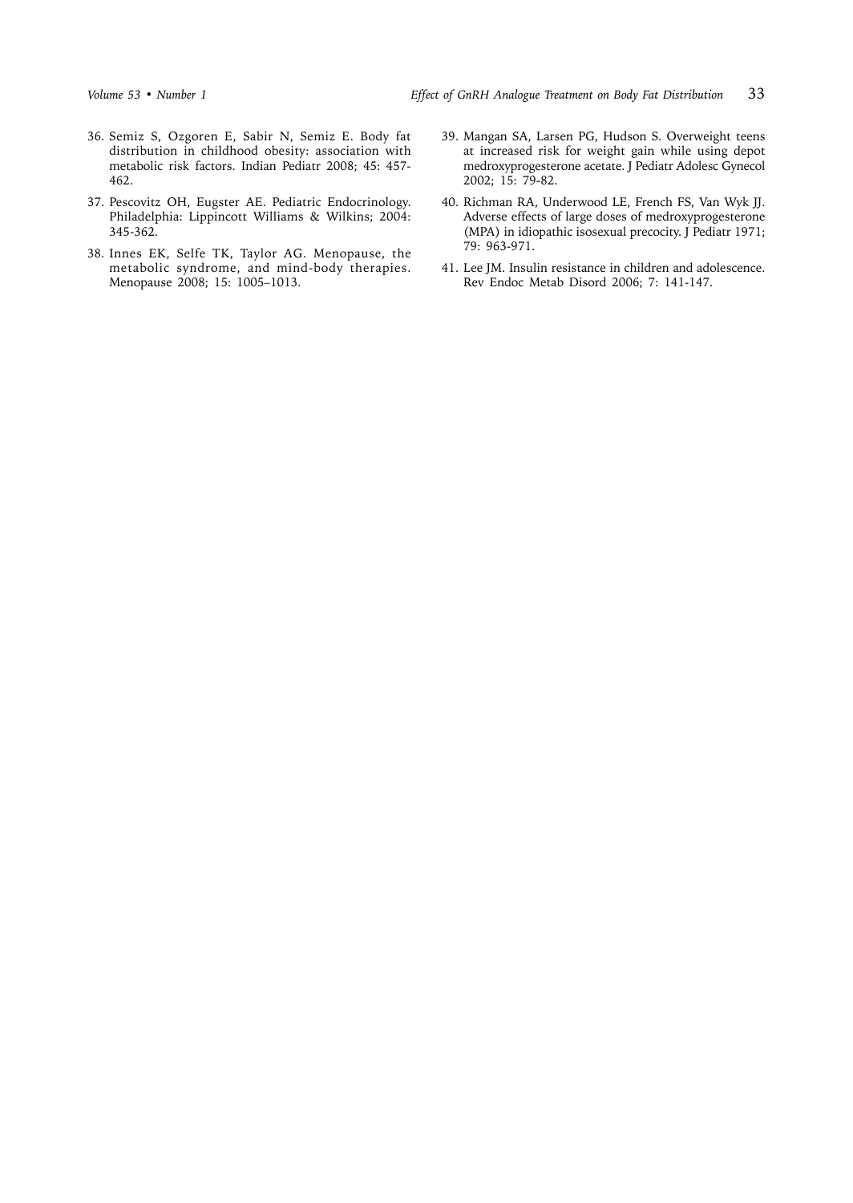36. Semiz S, Ozgoren E, Sabir N, Semiz E. Body fat distribution in childhood obesity: association with metabolic risk factors. Indian Pediatr 2008; 45: 457-462.

37. Pescovitz OH, Eugster AE. Pediatric Endocrinology. Philadelphia: Lippincott Williams & Wilkins; 2004: 345-362.

38. Innes EK, Selfe TK, Taylor AG. Menopause, the metabolic syndrome, and mind-body therapies. Menopause 2008; 15: 1005–1013.

39. Mangan SA, Larsen PG, Hudson S. Overweight teens at increased risk for weight gain while using depot medroxyprogesterone acetate. J Pediatr Adolesc Gynecol 2002; 15: 79-82.

40. Richman RA, Underwood LE, French FS, Van Wyk JJ. Adverse effects of large doses of medroxyprogesterone (MPA) in idiopathic isosexual precocity. J Pediatr 1971; 79: 963-971.

41. Lee JM. Insulin resistance in children and adolescence. Rev Endoc Metab Disord 2006; 7: 141-147.